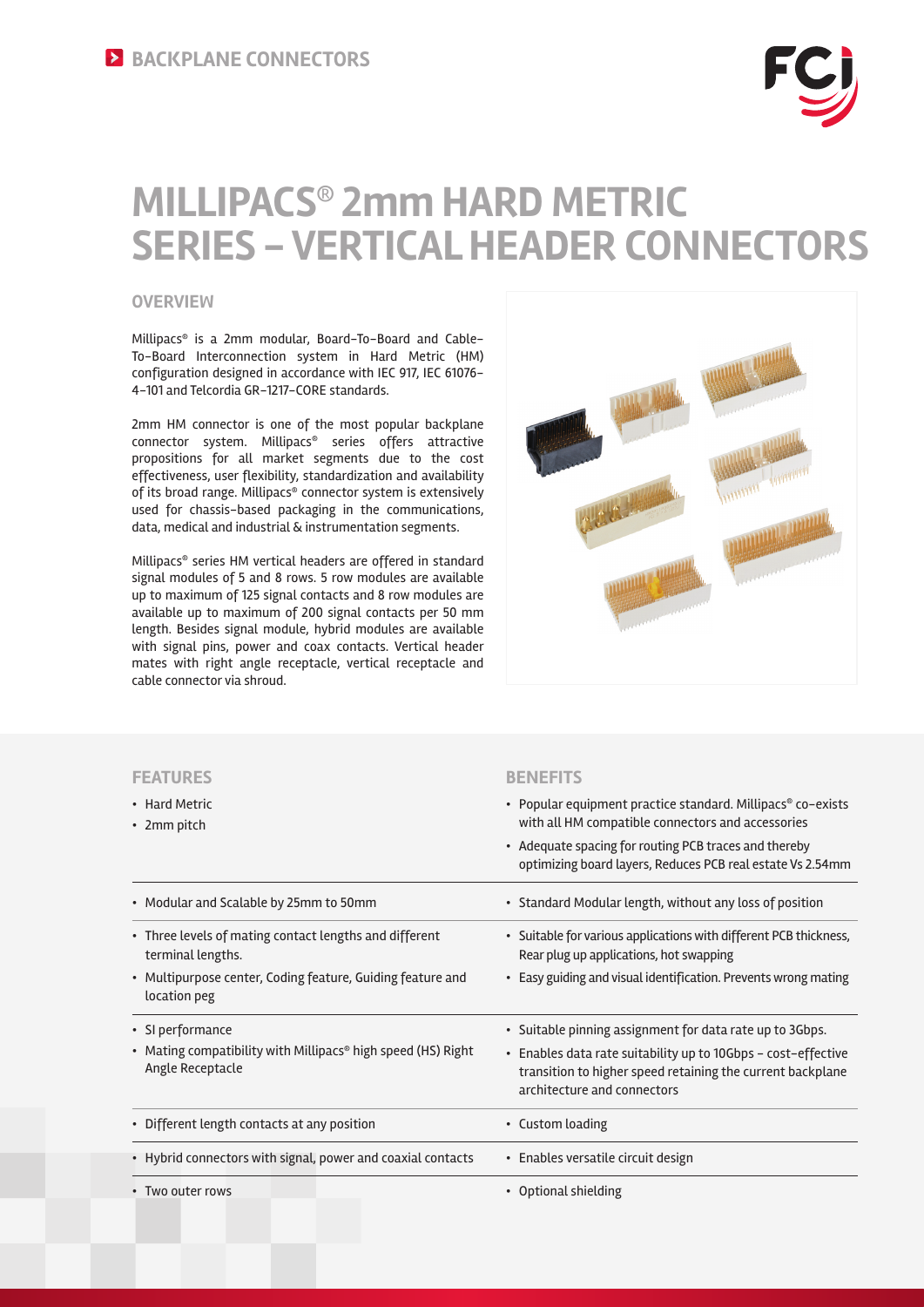# BACKPLANE CONNECTORS

# MILLIPACS® 2mm HARD METRIC SERIES – VERTICAL HEADER CONNECTORS

## OVERVIEW

Millipacs® is a 2mm modular, Board-To-Board and Cable-To-Board Interconnection system in Hard Metric (HM) configuration designed in accordance with IEC 917, IEC 61076-4-101 and Telcordia GR-1217-CORE standards.

2mm HM connector is one of the most popular backplane connector system. Millipacs® series offers attractive propositions for all market segments due to the cost effectiveness, user flexibility, standardization and availability of its broad range. Millipacs® connector system is extensively used for chassis-based packaging in the communications, data, medical and industrial & instrumentation segments.

Millipacs® series HM vertical headers are offered in standard signal modules of 5 and 8 rows. 5 row modules are available up to maximum of 125 signal contacts and 8 row modules are available up to maximum of 200 signal contacts per 50 mm length. Besides signal module, hybrid modules are available with signal pins, power and coax contacts. Vertical header mates with right angle receptacle, vertical receptacle and cable connector via shroud.

| FEATURES | BENEFITS |
|---|---|
| • Hard Metric<br>• 2mm pitch | • Popular equipment practice standard. Millipacs® co-exists with all HM compatible connectors and accessories<br>• Adequate spacing for routing PCB traces and thereby optimizing board layers, Reduces PCB real estate Vs 2.54mm |
| • Modular and Scalable by 25mm to 50mm | • Standard Modular length, without any loss of position |
| • Three levels of mating contact lengths and different terminal lengths.<br>• Multipurpose center, Coding feature, Guiding feature and location peg | • Suitable for various applications with different PCB thickness, Rear plug up applications, hot swapping<br>• Easy guiding and visual identification. Prevents wrong mating |
| • SI performance<br>• Mating compatibility with Millipacs® high speed (HS) Right Angle Receptacle | • Suitable pinning assignment for data rate up to 3Gbps.<br>• Enables data rate suitability up to 10Gbps - cost-effective transition to higher speed retaining the current backplane architecture and connectors |
| • Different length contacts at any position | • Custom loading |
| • Hybrid connectors with signal, power and coaxial contacts | • Enables versatile circuit design |
| • Two outer rows | • Optional shielding |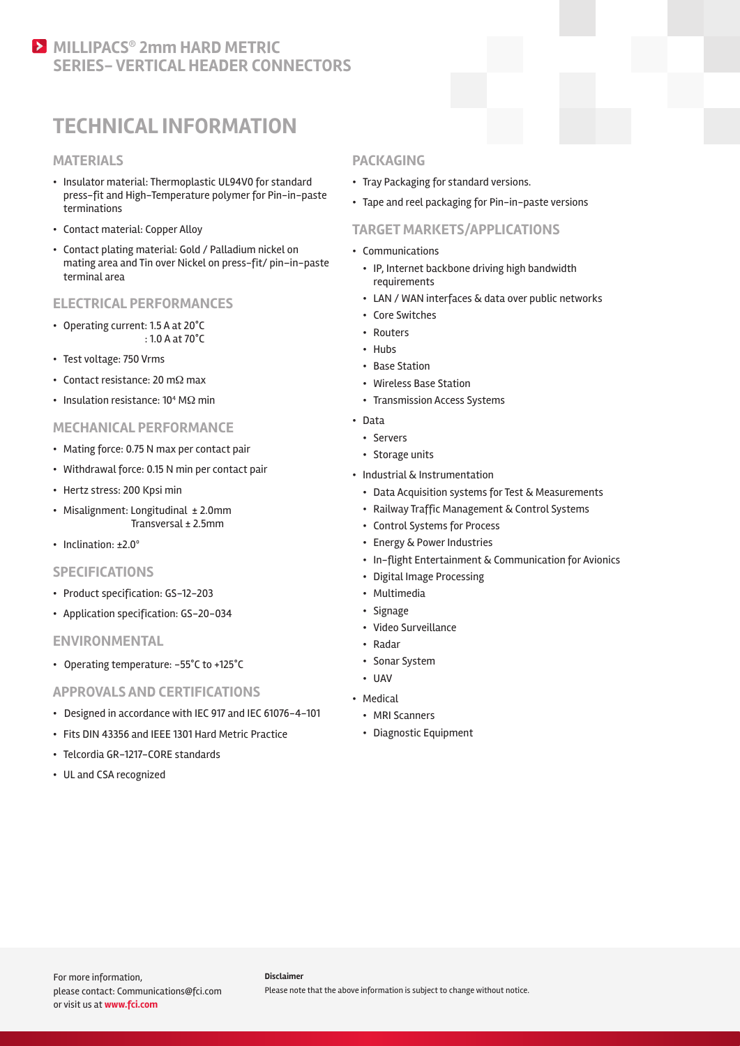# MILLIPACS® 2mm HARD METRIC SERIES– VERTICAL HEADER CONNECTORS

## TECHNICAL INFORMATION

### MATERIALS

- Insulator material: Thermoplastic UL94V0 for standard press-fit and High-Temperature polymer for Pin-in-paste terminations
- Contact material: Copper Alloy
- Contact plating material: Gold / Palladium nickel on mating area and Tin over Nickel on press-fit/ pin-in-paste terminal area

### ELECTRICAL PERFORMANCES

- Operating current: 1.5 A at 20°C
  : 1.0 A at 70°C
- Test voltage: 750 Vrms
- Contact resistance: 20 mΩ max
- Insulation resistance: $10^4$ MΩ min

### MECHANICAL PERFORMANCE

- Mating force: 0.75 N max per contact pair
- Withdrawal force: 0.15 N min per contact pair
- Hertz stress: 200 Kpsi min
- Misalignment: Longitudinal ± 2.0mm
  Transversal ± 2.5mm
- Inclination: ±2.0°

### SPECIFICATIONS

- Product specification: GS-12-203
- Application specification: GS-20-034

### ENVIRONMENTAL

- Operating temperature: -55°C to +125°C

### APPROVALS AND CERTIFICATIONS

- Designed in accordance with IEC 917 and IEC 61076-4-101
- Fits DIN 43356 and IEEE 1301 Hard Metric Practice
- Telcordia GR-1217-CORE standards
- UL and CSA recognized

### PACKAGING

- Tray Packaging for standard versions.
- Tape and reel packaging for Pin-in-paste versions

### TARGET MARKETS/APPLICATIONS

- Communications
  - IP, Internet backbone driving high bandwidth requirements
  - LAN / WAN interfaces & data over public networks
  - Core Switches
  - Routers
  - Hubs
  - Base Station
  - Wireless Base Station
  - Transmission Access Systems
- Data
  - Servers
  - Storage units
- Industrial & Instrumentation
  - Data Acquisition systems for Test & Measurements
  - Railway Traffic Management & Control Systems
  - Control Systems for Process
  - Energy & Power Industries
  - In-flight Entertainment & Communication for Avionics
  - Digital Image Processing
  - Multimedia
  - Signage
  - Video Surveillance
  - Radar
  - Sonar System
  - UAV
- Medical
  - MRI Scanners
  - Diagnostic Equipment

For more information,
please contact: Communications@fci.com
or visit us at **www.fci.com**

**Disclaimer**
Please note that the above information is subject to change without notice.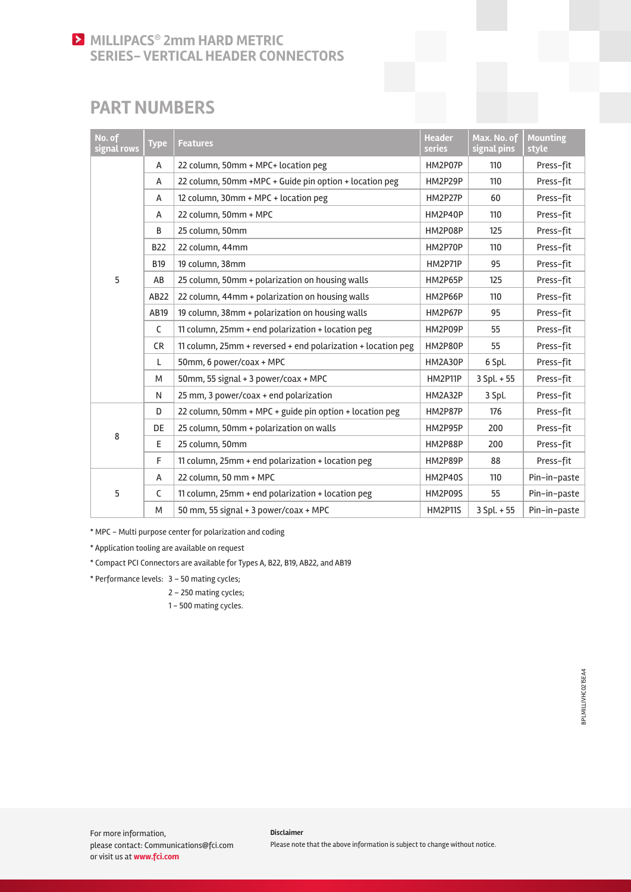# MILLIPACS® 2mm HARD METRIC SERIES– VERTICAL HEADER CONNECTORS

## PART NUMBERS

| No. of signal rows | Type | Features | Header series | Max. No. of signal pins | Mounting style |
|---|---|---|---|---|---|
| 5 | A | 22 column, 50mm + MPC+ location peg | HM2P07P | 110 | Press-fit |
| | A | 22 column, 50mm +MPC + Guide pin option + location peg | HM2P29P | 110 | Press-fit |
| | A | 12 column, 30mm + MPC + location peg | HM2P27P | 60 | Press-fit |
| | A | 22 column, 50mm + MPC | HM2P40P | 110 | Press-fit |
| | B | 25 column, 50mm | HM2P08P | 125 | Press-fit |
| | B22 | 22 column, 44mm | HM2P70P | 110 | Press-fit |
| | B19 | 19 column, 38mm | HM2P71P | 95 | Press-fit |
| | AB | 25 column, 50mm + polarization on housing walls | HM2P65P | 125 | Press-fit |
| | AB22 | 22 column, 44mm + polarization on housing walls | HM2P66P | 110 | Press-fit |
| | AB19 | 19 column, 38mm + polarization on housing walls | HM2P67P | 95 | Press-fit |
| | C | 11 column, 25mm + end polarization + location peg | HM2P09P | 55 | Press-fit |
| | CR | 11 column, 25mm + reversed + end polarization + location peg | HM2P80P | 55 | Press-fit |
| | L | 50mm, 6 power/coax + MPC | HM2A30P | 6 Spl. | Press-fit |
| | M | 50mm, 55 signal + 3 power/coax + MPC | HM2P11P | 3 Spl. + 55 | Press-fit |
| | N | 25 mm, 3 power/coax + end polarization | HM2A32P | 3 Spl. | Press-fit |
| 8 | D | 22 column, 50mm + MPC + guide pin option + location peg | HM2P87P | 176 | Press-fit |
| | DE | 25 column, 50mm + polarization on walls | HM2P95P | 200 | Press-fit |
| | E | 25 column, 50mm | HM2P88P | 200 | Press-fit |
| | F | 11 column, 25mm + end polarization + location peg | HM2P89P | 88 | Press-fit |
| 5 | A | 22 column, 50 mm + MPC | HM2P40S | 110 | Pin-in-paste |
| | C | 11 column, 25mm + end polarization + location peg | HM2P09S | 55 | Pin-in-paste |
| | M | 50 mm, 55 signal + 3 power/coax + MPC | HM2P11S | 3 Spl. + 55 | Pin-in-paste |

* MPC – Multi purpose center for polarization and coding

* Application tooling are available on request

* Compact PCI Connectors are available for Types A, B22, B19, AB22, and AB19

* Performance levels: 3 – 50 mating cycles;
  2 – 250 mating cycles;
  1 – 500 mating cycles.

BPLMILLIVHC0215EA4

For more information,
please contact: Communications@fci.com
or visit us at **www.fci.com**

**Disclaimer**

Please note that the above information is subject to change without notice.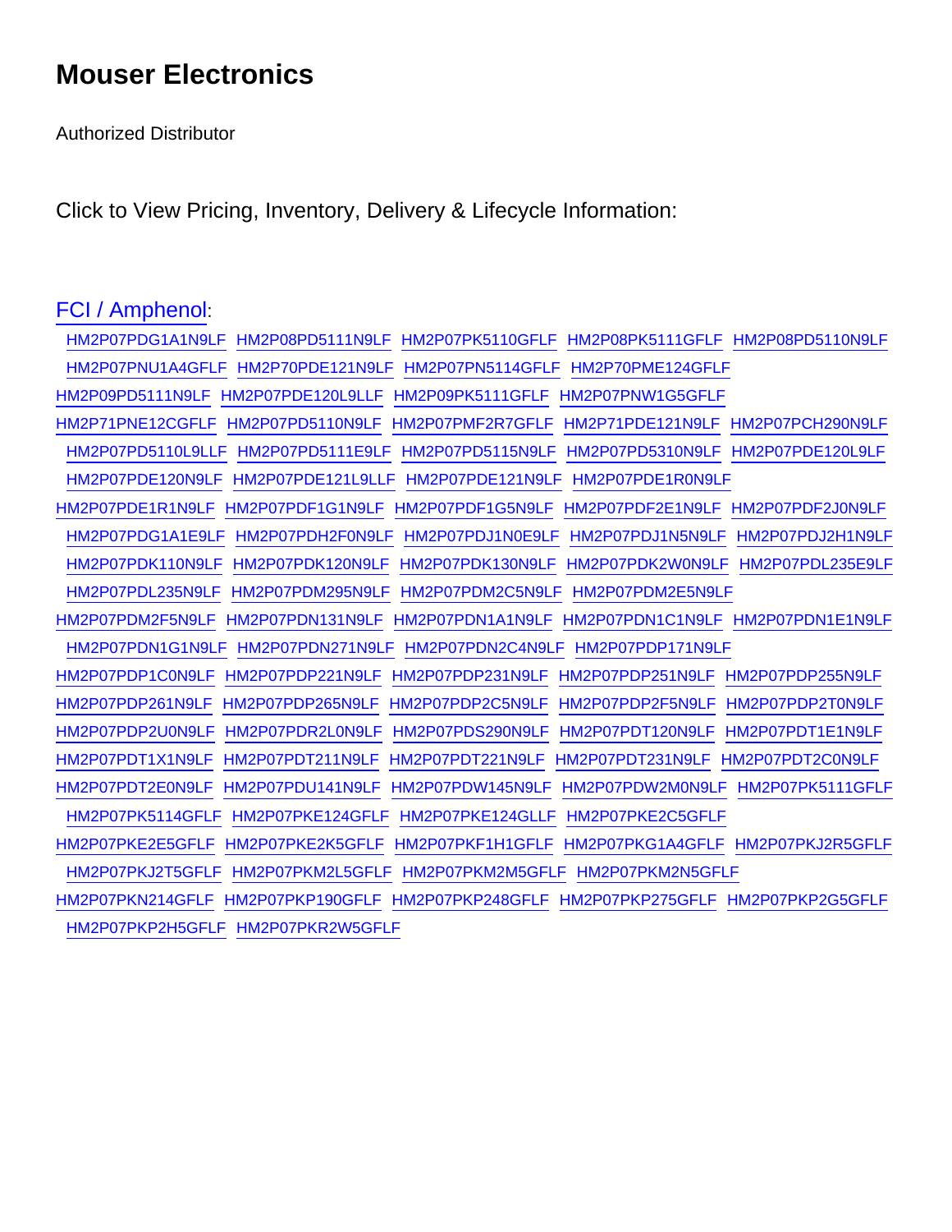# Mouser Electronics

Authorized Distributor

Click to View Pricing, Inventory, Delivery & Lifecycle Information:

FCI / Amphenol:

HM2P07PDG1A1N9LF HM2P08PD5111N9LF HM2P07PK5110GFLF HM2P08PK5111GFLF HM2P08PD5110N9LF HM2P07PNU1A4GFLF HM2P70PDE121N9LF HM2P07PN5114GFLF HM2P70PME124GFLF HM2P09PD5111N9LF HM2P07PDE120L9LLF HM2P09PK5111GFLF HM2P07PNW1G5GFLF HM2P71PNE12CGFLF HM2P07PD5110N9LF HM2P07PMF2R7GFLF HM2P71PDE121N9LF HM2P07PCH290N9LF HM2P07PD5110L9LLF HM2P07PD5111E9LF HM2P07PD5115N9LF HM2P07PD5310N9LF HM2P07PDE120L9LF HM2P07PDE120N9LF HM2P07PDE121L9LLF HM2P07PDE121N9LF HM2P07PDE1R0N9LF HM2P07PDE1R1N9LF HM2P07PDF1G1N9LF HM2P07PDF1G5N9LF HM2P07PDF2E1N9LF HM2P07PDF2J0N9LF HM2P07PDG1A1E9LF HM2P07PDH2F0N9LF HM2P07PDJ1N0E9LF HM2P07PDJ1N5N9LF HM2P07PDJ2H1N9LF HM2P07PDK110N9LF HM2P07PDK120N9LF HM2P07PDK130N9LF HM2P07PDK2W0N9LF HM2P07PDL235E9LF HM2P07PDL235N9LF HM2P07PDM295N9LF HM2P07PDM2C5N9LF HM2P07PDM2E5N9LF HM2P07PDM2F5N9LF HM2P07PDN131N9LF HM2P07PDN1A1N9LF HM2P07PDN1C1N9LF HM2P07PDN1E1N9LF HM2P07PDN1G1N9LF HM2P07PDN271N9LF HM2P07PDN2C4N9LF HM2P07PDP171N9LF HM2P07PDP1C0N9LF HM2P07PDP221N9LF HM2P07PDP231N9LF HM2P07PDP251N9LF HM2P07PDP255N9LF HM2P07PDP261N9LF HM2P07PDP265N9LF HM2P07PDP2C5N9LF HM2P07PDP2F5N9LF HM2P07PDP2T0N9LF HM2P07PDP2U0N9LF HM2P07PDR2L0N9LF HM2P07PDS290N9LF HM2P07PDT120N9LF HM2P07PDT1E1N9LF HM2P07PDT1X1N9LF HM2P07PDT211N9LF HM2P07PDT221N9LF HM2P07PDT231N9LF HM2P07PDT2C0N9LF HM2P07PDT2E0N9LF HM2P07PDU141N9LF HM2P07PDW145N9LF HM2P07PDW2M0N9LF HM2P07PK5111GFLF HM2P07PK5114GFLF HM2P07PKE124GFLF HM2P07PKE124GLLF HM2P07PKE2C5GFLF HM2P07PKE2E5GFLF HM2P07PKE2K5GFLF HM2P07PKF1H1GFLF HM2P07PKG1A4GFLF HM2P07PKJ2R5GFLF HM2P07PKJ2T5GFLF HM2P07PKM2L5GFLF HM2P07PKM2M5GFLF HM2P07PKM2N5GFLF HM2P07PKN214GFLF HM2P07PKP190GFLF HM2P07PKP248GFLF HM2P07PKP275GFLF HM2P07PKP2G5GFLF HM2P07PKP2H5GFLF HM2P07PKR2W5GFLF